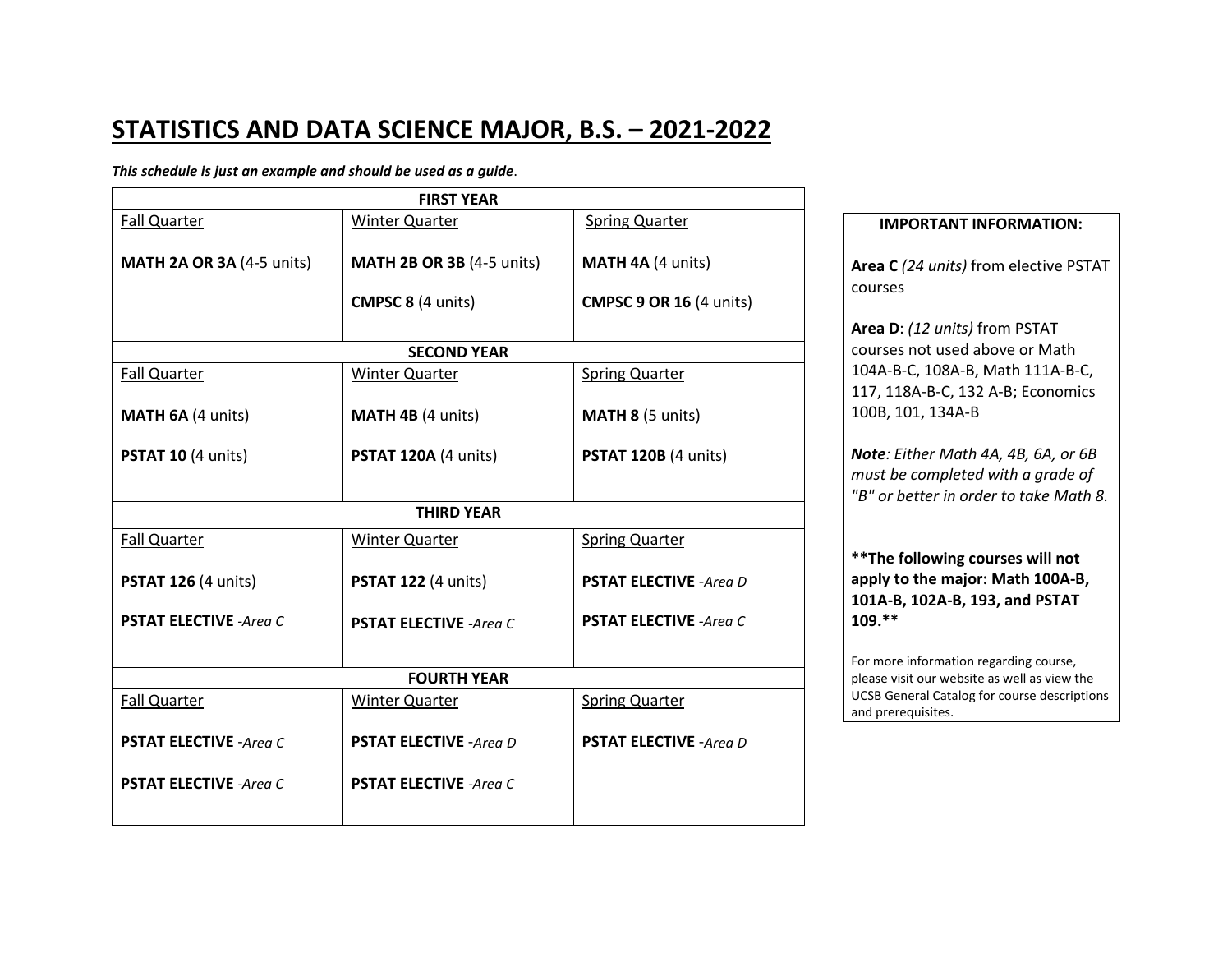# STATISTICS AND DATA SCIENCE MAJOR, B.S. – 2021-2022

***This schedule is just an example and should be used as a guide*.**

| FIRST YEAR | | |
|---|---|---|
| Fall Quarter | Winter Quarter | Spring Quarter |
| **MATH 2A OR 3A** (4-5 units) | **MATH 2B OR 3B** (4-5 units) | **MATH 4A** (4 units) |
| | **CMPSC 8** (4 units) | **CMPSC 9 OR 16** (4 units) |
| **SECOND YEAR** | | |
| Fall Quarter | Winter Quarter | Spring Quarter |
| **MATH 6A** (4 units) | **MATH 4B** (4 units) | **MATH 8** (5 units) |
| **PSTAT 10** (4 units) | **PSTAT 120A** (4 units) | **PSTAT 120B** (4 units) |
| **THIRD YEAR** | | |
| Fall Quarter | Winter Quarter | Spring Quarter |
| **PSTAT 126** (4 units) | **PSTAT 122** (4 units) | **PSTAT ELECTIVE** *-Area D* |
| **PSTAT ELECTIVE** *-Area C* | **PSTAT ELECTIVE** *-Area C* | **PSTAT ELECTIVE** *-Area C* |
| **FOURTH YEAR** | | |
| Fall Quarter | Winter Quarter | Spring Quarter |
| **PSTAT ELECTIVE** *-Area C* | **PSTAT ELECTIVE** *-Area D* | **PSTAT ELECTIVE** *-Area D* |
| **PSTAT ELECTIVE** *-Area C* | **PSTAT ELECTIVE** *-Area C* | |

**IMPORTANT INFORMATION:**

**Area C** *(24 units)* from elective PSTAT courses

**Area D**: *(12 units)* from PSTAT courses not used above or Math 104A-B-C, 108A-B, Math 111A-B-C, 117, 118A-B-C, 132 A-B; Economics 100B, 101, 134A-B

***Note**: Either Math 4A, 4B, 6A, or 6B must be completed with a grade of "B" or better in order to take Math 8.*

****The following courses will not apply to the major: Math 100A-B, 101A-B, 102A-B, 193, and PSTAT 109.****

For more information regarding course, please visit our website as well as view the UCSB General Catalog for course descriptions and prerequisites.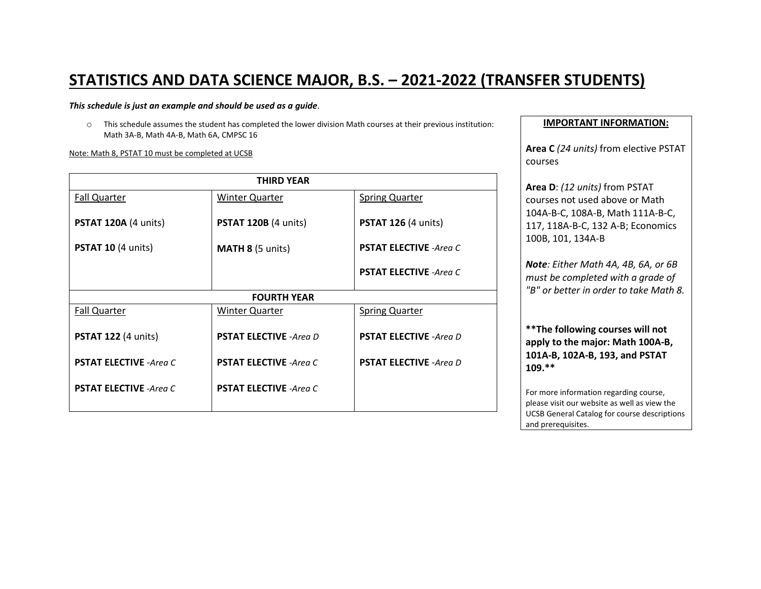# STATISTICS AND DATA SCIENCE MAJOR, B.S. – 2021-2022 (TRANSFER STUDENTS)

***This schedule is just an example and should be used as a guide*.**

- This schedule assumes the student has completed the lower division Math courses at their previous institution: Math 3A-B, Math 4A-B, Math 6A, CMPSC 16

Note: Math 8, PSTAT 10 must be completed at UCSB

| THIRD YEAR | | |
|---|---|---|
| Fall Quarter | Winter Quarter | Spring Quarter |
| **PSTAT 120A** (4 units) | **PSTAT 120B** (4 units) | **PSTAT 126** (4 units) |
| **PSTAT 10** (4 units) | **MATH 8** (5 units) | **PSTAT ELECTIVE** *-Area C* |
| | | **PSTAT ELECTIVE** *-Area C* |
| **FOURTH YEAR** | | |
| Fall Quarter | Winter Quarter | Spring Quarter |
| **PSTAT 122** (4 units) | **PSTAT ELECTIVE** *-Area D* | **PSTAT ELECTIVE** *-Area D* |
| **PSTAT ELECTIVE** *-Area C* | **PSTAT ELECTIVE** *-Area C* | **PSTAT ELECTIVE** *-Area D* |
| **PSTAT ELECTIVE** *-Area C* | **PSTAT ELECTIVE** *-Area C* | |

**IMPORTANT INFORMATION:**

**Area C** *(24 units)* from elective PSTAT courses

**Area D**: *(12 units)* from PSTAT courses not used above or Math 104A-B-C, 108A-B, Math 111A-B-C, 117, 118A-B-C, 132 A-B; Economics 100B, 101, 134A-B

***Note**: Either Math 4A, 4B, 6A, or 6B must be completed with a grade of "B" or better in order to take Math 8.*

****The following courses will not apply to the major: Math 100A-B, 101A-B, 102A-B, 193, and PSTAT 109.****

For more information regarding course, please visit our website as well as view the UCSB General Catalog for course descriptions and prerequisites.